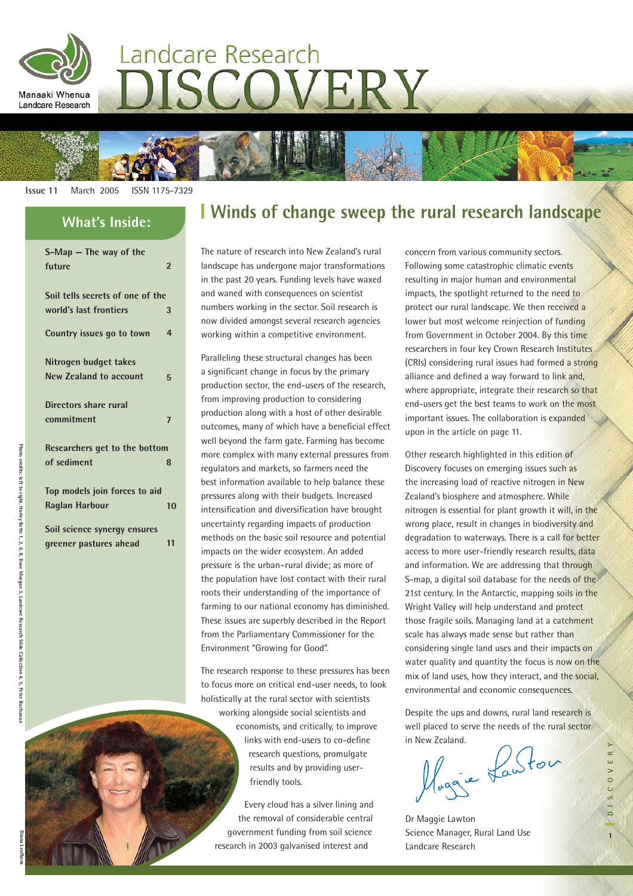# Landcare Research DISCOVERY

Manaaki Whenua Landcare Research

Issue 11 March 2005 ISSN 1175-7329

## What's Inside:

- S-Map – The way of the future 2
- Soil tells secrets of one of the world's last frontiers 3
- Country issues go to town 4
- Nitrogen budget takes New Zealand to account 5
- Directors share rural commitment 7
- Researchers get to the bottom of sediment 8
- Top models join forces to aid Raglan Harbour 10
- Soil science synergy ensures greener pastures ahead 11

Photo credits: left to right, Harley Betts 1, 2, 6, 8, Dave Morgan 3, Landcare Research Slide Collection 4, 5, Peter Buchanan

Diana Leufkens

## Winds of change sweep the rural research landscape

The nature of research into New Zealand's rural landscape has undergone major transformations in the past 20 years. Funding levels have waxed and waned with consequences on scientist numbers working in the sector. Soil research is now divided amongst several research agencies working within a competitive environment.

Paralleling these structural changes has been a significant change in focus by the primary production sector, the end-users of the research, from improving production to considering production along with a host of other desirable outcomes, many of which have a beneficial effect well beyond the farm gate. Farming has become more complex with many external pressures from regulators and markets, so farmers need the best information available to help balance these pressures along with their budgets. Increased intensification and diversification have brought uncertainty regarding impacts of production methods on the basic soil resource and potential impacts on the wider ecosystem. An added pressure is the urban–rural divide; as more of the population have lost contact with their rural roots their understanding of the importance of farming to our national economy has diminished. These issues are superbly described in the Report from the Parliamentary Commissioner for the Environment "Growing for Good".

The research response to these pressures has been to focus more on critical end-user needs, to look holistically at the rural sector with scientists working alongside social scientists and economists, and critically, to improve links with end-users to co-define research questions, promulgate results and by providing user-friendly tools.

Every cloud has a silver lining and the removal of considerable central government funding from soil science research in 2003 galvanised interest and concern from various community sectors. Following some catastrophic climatic events resulting in major human and environmental impacts, the spotlight returned to the need to protect our rural landscape. We then received a lower but most welcome reinjection of funding from Government in October 2004. By this time researchers in four key Crown Research Institutes (CRIs) considering rural issues had formed a strong alliance and defined a way forward to link and, where appropriate, integrate their research so that end-users get the best teams to work on the most important issues. The collaboration is expanded upon in the article on page 11.

Other research highlighted in this edition of Discovery focuses on emerging issues such as the increasing load of reactive nitrogen in New Zealand's biosphere and atmosphere. While nitrogen is essential for plant growth it will, in the wrong place, result in changes in biodiversity and degradation to waterways. There is a call for better access to more user-friendly research results, data and information. We are addressing that through S-map, a digital soil database for the needs of the 21st century. In the Antarctic, mapping soils in the Wright Valley will help understand and protect those fragile soils. Managing land at a catchment scale has always made sense but rather than considering single land uses and their impacts on water quality and quantity the focus is now on the mix of land uses, how they interact, and the social, environmental and economic consequences.

Despite the ups and downs, rural land research is well placed to serve the needs of the rural sector in New Zealand.

Dr Maggie Lawton
Science Manager, Rural Land Use
Landcare Research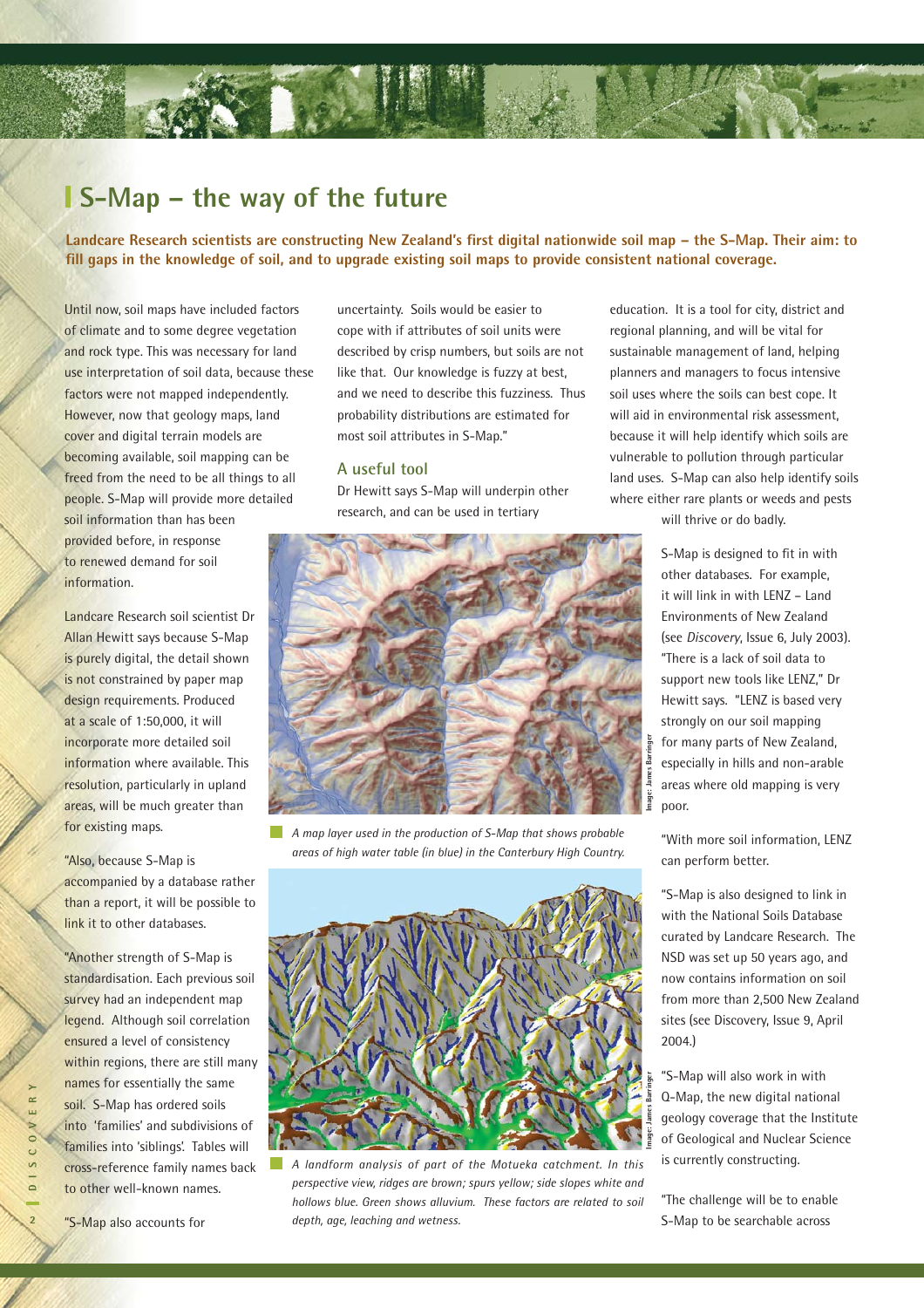# S-Map – the way of the future

**Landcare Research scientists are constructing New Zealand's first digital nationwide soil map – the S-Map. Their aim: to fill gaps in the knowledge of soil, and to upgrade existing soil maps to provide consistent national coverage.**

Until now, soil maps have included factors of climate and to some degree vegetation and rock type. This was necessary for land use interpretation of soil data, because these factors were not mapped independently. However, now that geology maps, land cover and digital terrain models are becoming available, soil mapping can be freed from the need to be all things to all people. S-Map will provide more detailed soil information than has been provided before, in response to renewed demand for soil information.

Landcare Research soil scientist Dr Allan Hewitt says because S-Map is purely digital, the detail shown is not constrained by paper map design requirements. Produced at a scale of 1:50,000, it will incorporate more detailed soil information where available. This resolution, particularly in upland areas, will be much greater than for existing maps.

"Also, because S-Map is accompanied by a database rather than a report, it will be possible to link it to other databases.

"Another strength of S-Map is standardisation. Each previous soil survey had an independent map legend. Although soil correlation ensured a level of consistency within regions, there are still many names for essentially the same soil. S-Map has ordered soils into 'families' and subdivisions of families into 'siblings'. Tables will cross-reference family names back to other well-known names.

"S-Map also accounts for uncertainty. Soils would be easier to cope with if attributes of soil units were described by crisp numbers, but soils are not like that. Our knowledge is fuzzy at best, and we need to describe this fuzziness. Thus probability distributions are estimated for most soil attributes in S-Map."

## A useful tool

Dr Hewitt says S-Map will underpin other research, and can be used in tertiary education. It is a tool for city, district and regional planning, and will be vital for sustainable management of land, helping planners and managers to focus intensive soil uses where the soils can best cope. It will aid in environmental risk assessment, because it will help identify which soils are vulnerable to pollution through particular land uses. S-Map can also help identify soils where either rare plants or weeds and pests will thrive or do badly.

S-Map is designed to fit in with other databases. For example, it will link in with LENZ – Land Environments of New Zealand (see *Discovery*, Issue 6, July 2003). "There is a lack of soil data to support new tools like LENZ," Dr Hewitt says. "LENZ is based very strongly on our soil mapping for many parts of New Zealand, especially in hills and non-arable areas where old mapping is very poor.

"With more soil information, LENZ can perform better.

"S-Map is also designed to link in with the National Soils Database curated by Landcare Research. The NSD was set up 50 years ago, and now contains information on soil from more than 2,500 New Zealand sites (see Discovery, Issue 9, April 2004.)

"S-Map will also work in with Q-Map, the new digital national geology coverage that the Institute of Geological and Nuclear Science is currently constructing.

"The challenge will be to enable S-Map to be searchable across

*A map layer used in the production of S-Map that shows probable areas of high water table (in blue) in the Canterbury High Country.*

Image: James Barringer

*A landform analysis of part of the Motueka catchment. In this perspective view, ridges are brown; spurs yellow; side slopes white and hollows blue. Green shows alluvium. These factors are related to soil depth, age, leaching and wetness.*

Image: James Barringer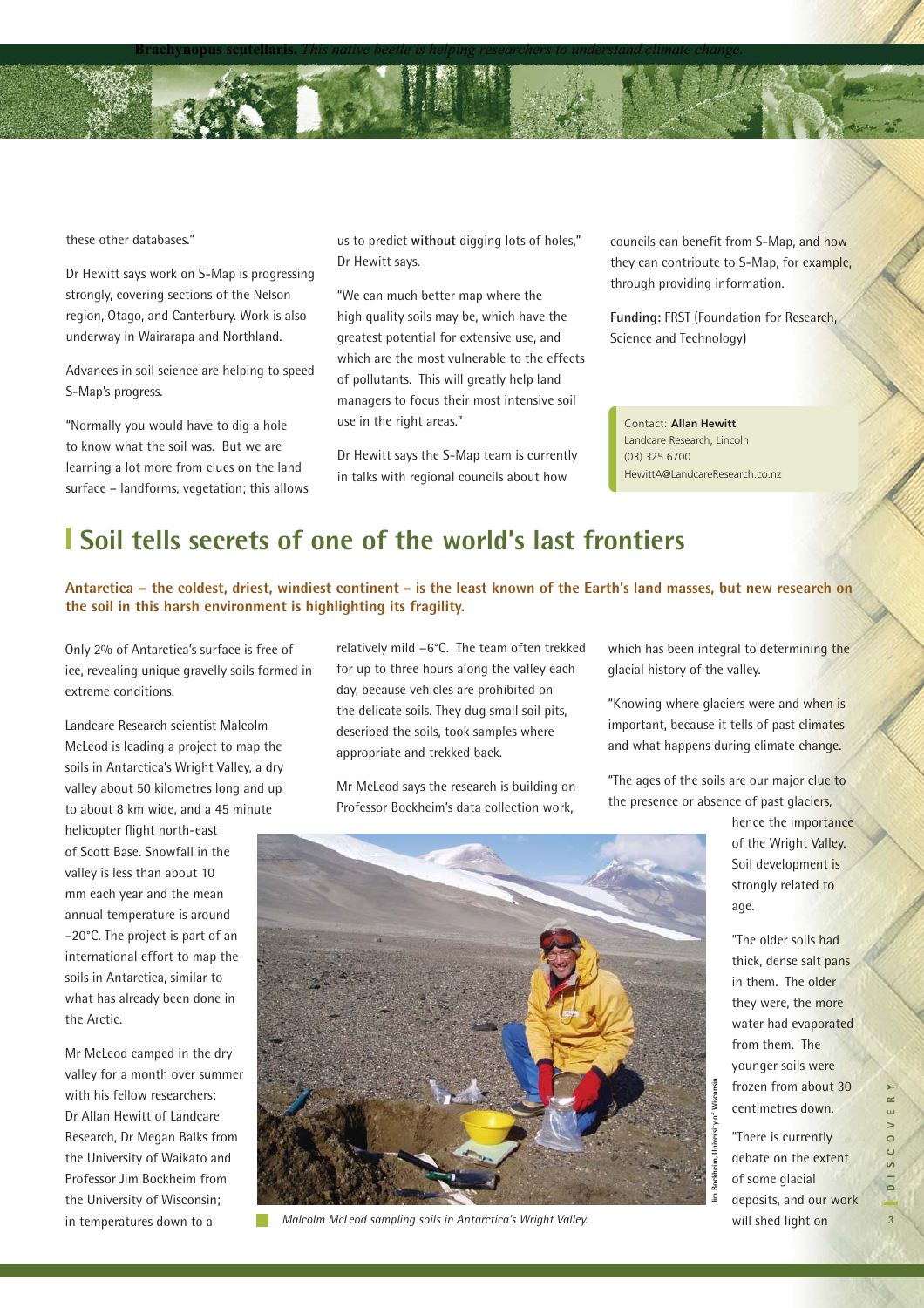**Brachynopus scutellaris.** *This native beetle is helping researchers to understand climate change.*

these other databases."

Dr Hewitt says work on S-Map is progressing strongly, covering sections of the Nelson region, Otago, and Canterbury. Work is also underway in Wairarapa and Northland.

Advances in soil science are helping to speed S-Map's progress.

"Normally you would have to dig a hole to know what the soil was. But we are learning a lot more from clues on the land surface – landforms, vegetation; this allows us to predict **without** digging lots of holes," Dr Hewitt says.

"We can much better map where the high quality soils may be, which have the greatest potential for extensive use, and which are the most vulnerable to the effects of pollutants. This will greatly help land managers to focus their most intensive soil use in the right areas."

Dr Hewitt says the S-Map team is currently in talks with regional councils about how councils can benefit from S-Map, and how they can contribute to S-Map, for example, through providing information.

**Funding:** FRST (Foundation for Research, Science and Technology)

Contact: **Allan Hewitt**
Landcare Research, Lincoln
(03) 325 6700
HewittA@LandcareResearch.co.nz

## Soil tells secrets of one of the world's last frontiers

**Antarctica – the coldest, driest, windiest continent - is the least known of the Earth's land masses, but new research on the soil in this harsh environment is highlighting its fragility.**

Only 2% of Antarctica's surface is free of ice, revealing unique gravelly soils formed in extreme conditions.

Landcare Research scientist Malcolm McLeod is leading a project to map the soils in Antarctica's Wright Valley, a dry valley about 50 kilometres long and up to about 8 km wide, and a 45 minute helicopter flight north-east of Scott Base. Snowfall in the valley is less than about 10 mm each year and the mean annual temperature is around –20°C. The project is part of an international effort to map the soils in Antarctica, similar to what has already been done in the Arctic.

Mr McLeod camped in the dry valley for a month over summer with his fellow researchers: Dr Allan Hewitt of Landcare Research, Dr Megan Balks from the University of Waikato and Professor Jim Bockheim from the University of Wisconsin; in temperatures down to a relatively mild –6°C. The team often trekked for up to three hours along the valley each day, because vehicles are prohibited on the delicate soils. They dug small soil pits, described the soils, took samples where appropriate and trekked back.

Mr McLeod says the research is building on Professor Bockheim's data collection work, which has been integral to determining the glacial history of the valley.

"Knowing where glaciers were and when is important, because it tells of past climates and what happens during climate change.

"The ages of the soils are our major clue to the presence or absence of past glaciers, hence the importance of the Wright Valley. Soil development is strongly related to age.

"The older soils had thick, dense salt pans in them. The older they were, the more water had evaporated from them. The younger soils were frozen from about 30 centimetres down.

"There is currently debate on the extent of some glacial deposits, and our work will shed light on

Jim Bockheim, University of Wisconsin

*Malcolm McLeod sampling soils in Antarctica's Wright Valley.*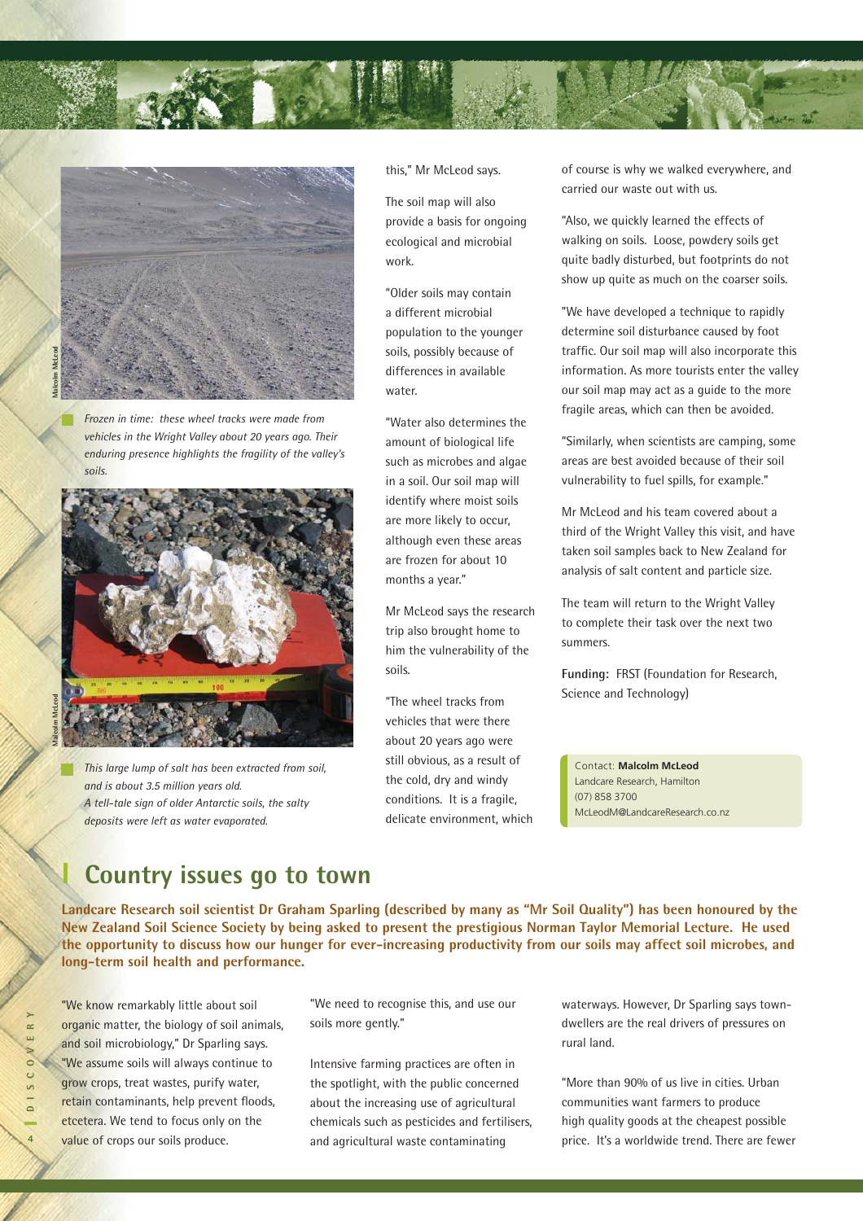*Frozen in time: these wheel tracks were made from vehicles in the Wright Valley about 20 years ago. Their enduring presence highlights the fragility of the valley's soils.*

*This large lump of salt has been extracted from soil, and is about 3.5 million years old. A tell-tale sign of older Antarctic soils, the salty deposits were left as water evaporated.*

this," Mr McLeod says.

The soil map will also provide a basis for ongoing ecological and microbial work.

"Older soils may contain a different microbial population to the younger soils, possibly because of differences in available water.

"Water also determines the amount of biological life such as microbes and algae in a soil. Our soil map will identify where moist soils are more likely to occur, although even these areas are frozen for about 10 months a year."

Mr McLeod says the research trip also brought home to him the vulnerability of the soils.

"The wheel tracks from vehicles that were there about 20 years ago were still obvious, as a result of the cold, dry and windy conditions. It is a fragile, delicate environment, which of course is why we walked everywhere, and carried our waste out with us.

"Also, we quickly learned the effects of walking on soils. Loose, powdery soils get quite badly disturbed, but footprints do not show up quite as much on the coarser soils.

"We have developed a technique to rapidly determine soil disturbance caused by foot traffic. Our soil map will also incorporate this information. As more tourists enter the valley our soil map may act as a guide to the more fragile areas, which can then be avoided.

"Similarly, when scientists are camping, some areas are best avoided because of their soil vulnerability to fuel spills, for example."

Mr McLeod and his team covered about a third of the Wright Valley this visit, and have taken soil samples back to New Zealand for analysis of salt content and particle size.

The team will return to the Wright Valley to complete their task over the next two summers.

**Funding:** FRST (Foundation for Research, Science and Technology)

Contact: **Malcolm McLeod**
Landcare Research, Hamilton
(07) 858 3700
McLeodM@LandcareResearch.co.nz

## Country issues go to town

**Landcare Research soil scientist Dr Graham Sparling (described by many as "Mr Soil Quality") has been honoured by the New Zealand Soil Science Society by being asked to present the prestigious Norman Taylor Memorial Lecture. He used the opportunity to discuss how our hunger for ever-increasing productivity from our soils may affect soil microbes, and long-term soil health and performance.**

"We know remarkably little about soil organic matter, the biology of soil animals, and soil microbiology," Dr Sparling says. "We assume soils will always continue to grow crops, treat wastes, purify water, retain contaminants, help prevent floods, etcetera. We tend to focus only on the value of crops our soils produce.

"We need to recognise this, and use our soils more gently."

Intensive farming practices are often in the spotlight, with the public concerned about the increasing use of agricultural chemicals such as pesticides and fertilisers, and agricultural waste contaminating waterways. However, Dr Sparling says town-dwellers are the real drivers of pressures on rural land.

"More than 90% of us live in cities. Urban communities want farmers to produce high quality goods at the cheapest possible price. It's a worldwide trend. There are fewer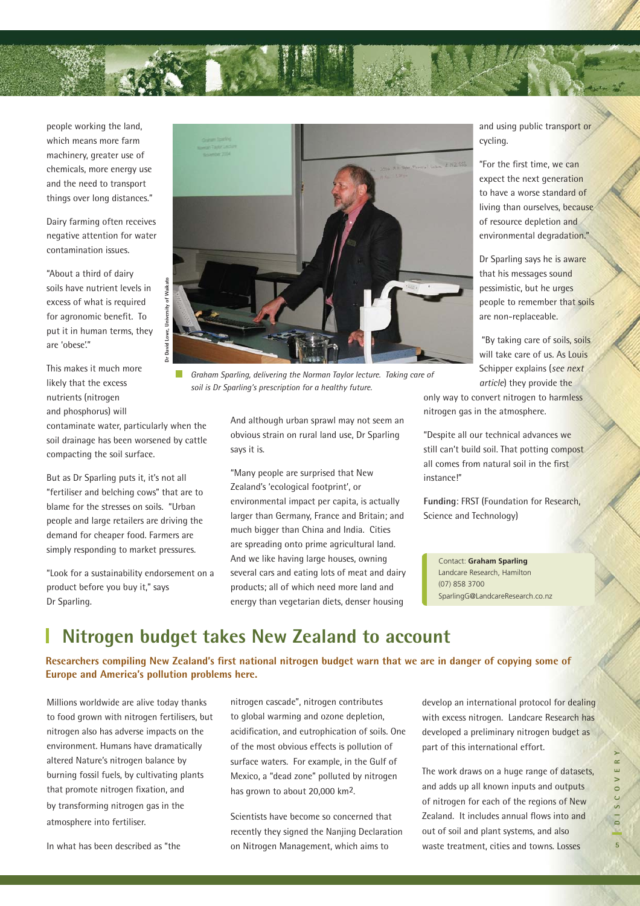people working the land, which means more farm machinery, greater use of chemicals, more energy use and the need to transport things over long distances."

Dairy farming often receives negative attention for water contamination issues.

"About a third of dairy soils have nutrient levels in excess of what is required for agronomic benefit. To put it in human terms, they are 'obese'."

This makes it much more likely that the excess nutrients (nitrogen and phosphorus) will contaminate water, particularly when the soil drainage has been worsened by cattle compacting the soil surface.

But as Dr Sparling puts it, it's not all "fertiliser and belching cows" that are to blame for the stresses on soils. "Urban people and large retailers are driving the demand for cheaper food. Farmers are simply responding to market pressures.

"Look for a sustainability endorsement on a product before you buy it," says Dr Sparling.

*Graham Sparling, delivering the Norman Taylor lecture. Taking care of soil is Dr Sparling's prescription for a healthy future.*

And although urban sprawl may not seem an obvious strain on rural land use, Dr Sparling says it is.

"Many people are surprised that New Zealand's 'ecological footprint', or environmental impact per capita, is actually larger than Germany, France and Britain; and much bigger than China and India. Cities are spreading onto prime agricultural land. And we like having large houses, owning several cars and eating lots of meat and dairy products; all of which need more land and energy than vegetarian diets, denser housing and using public transport or cycling.

"For the first time, we can expect the next generation to have a worse standard of living than ourselves, because of resource depletion and environmental degradation."

Dr Sparling says he is aware that his messages sound pessimistic, but he urges people to remember that soils are non-replaceable.

"By taking care of soils, soils will take care of us. As Louis Schipper explains (*see next article*) they provide the only way to convert nitrogen to harmless nitrogen gas in the atmosphere.

"Despite all our technical advances we still can't build soil. That potting compost all comes from natural soil in the first instance!"

**Funding**: FRST (Foundation for Research, Science and Technology)

Contact: **Graham Sparling**
Landcare Research, Hamilton
(07) 858 3700
SparlingG@LandcareResearch.co.nz

## Nitrogen budget takes New Zealand to account

**Researchers compiling New Zealand's first national nitrogen budget warn that we are in danger of copying some of Europe and America's pollution problems here.**

Millions worldwide are alive today thanks to food grown with nitrogen fertilisers, but nitrogen also has adverse impacts on the environment. Humans have dramatically altered Nature's nitrogen balance by burning fossil fuels, by cultivating plants that promote nitrogen fixation, and by transforming nitrogen gas in the atmosphere into fertiliser.

In what has been described as "the nitrogen cascade", nitrogen contributes to global warming and ozone depletion, acidification, and eutrophication of soils. One of the most obvious effects is pollution of surface waters. For example, in the Gulf of Mexico, a "dead zone" polluted by nitrogen has grown to about 20,000 km$^2$.

Scientists have become so concerned that recently they signed the Nanjing Declaration on Nitrogen Management, which aims to develop an international protocol for dealing with excess nitrogen. Landcare Research has developed a preliminary nitrogen budget as part of this international effort.

The work draws on a huge range of datasets, and adds up all known inputs and outputs of nitrogen for each of the regions of New Zealand. It includes annual flows into and out of soil and plant systems, and also waste treatment, cities and towns. Losses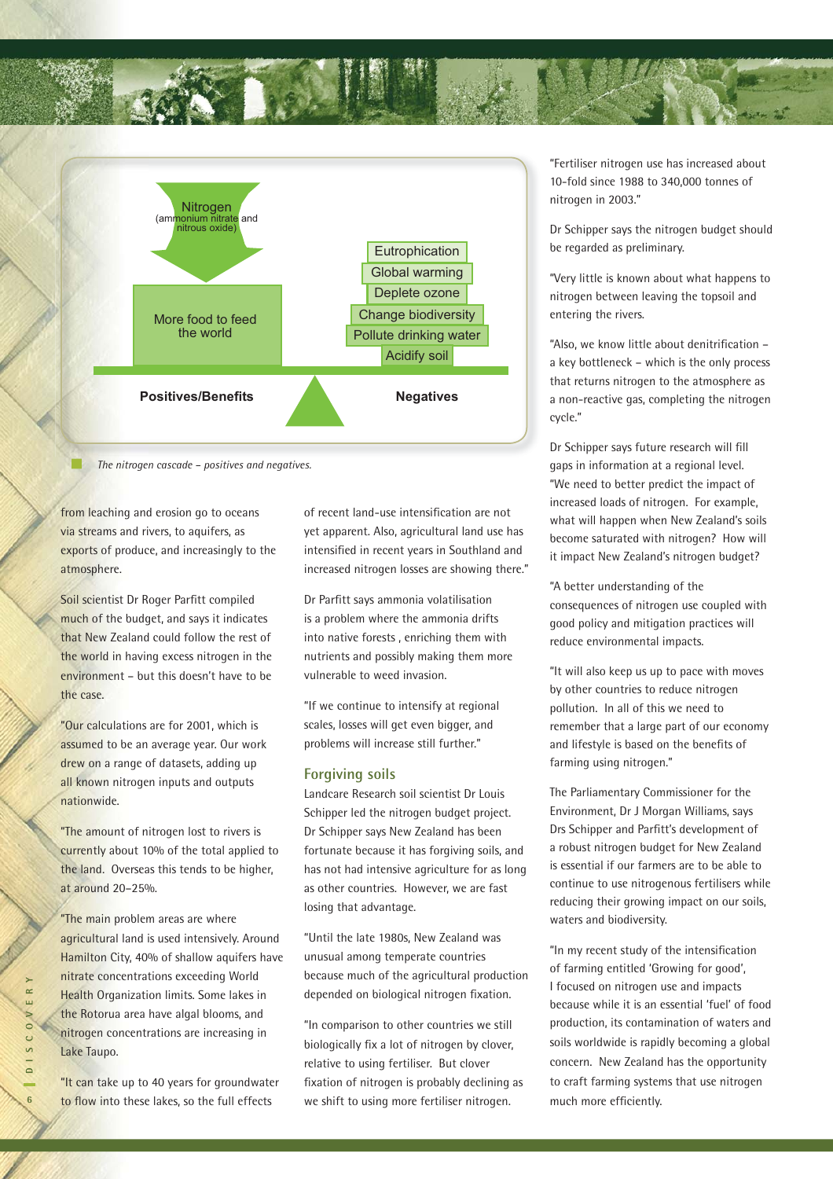Nitrogen
(ammonium nitrate and nitrous oxide)

More food to feed the world

Eutrophication
Global warming
Deplete ozone
Change biodiversity
Pollute drinking water
Acidify soil

**Positives/Benefits** **Negatives**

*The nitrogen cascade – positives and negatives.*

from leaching and erosion go to oceans via streams and rivers, to aquifers, as exports of produce, and increasingly to the atmosphere.

Soil scientist Dr Roger Parfitt compiled much of the budget, and says it indicates that New Zealand could follow the rest of the world in having excess nitrogen in the environment – but this doesn't have to be the case.

"Our calculations are for 2001, which is assumed to be an average year. Our work drew on a range of datasets, adding up all known nitrogen inputs and outputs nationwide.

"The amount of nitrogen lost to rivers is currently about 10% of the total applied to the land. Overseas this tends to be higher, at around 20–25%.

"The main problem areas are where agricultural land is used intensively. Around Hamilton City, 40% of shallow aquifers have nitrate concentrations exceeding World Health Organization limits. Some lakes in the Rotorua area have algal blooms, and nitrogen concentrations are increasing in Lake Taupo.

"It can take up to 40 years for groundwater to flow into these lakes, so the full effects of recent land-use intensification are not yet apparent. Also, agricultural land use has intensified in recent years in Southland and increased nitrogen losses are showing there."

Dr Parfitt says ammonia volatilisation is a problem where the ammonia drifts into native forests , enriching them with nutrients and possibly making them more vulnerable to weed invasion.

"If we continue to intensify at regional scales, losses will get even bigger, and problems will increase still further."

## Forgiving soils

Landcare Research soil scientist Dr Louis Schipper led the nitrogen budget project. Dr Schipper says New Zealand has been fortunate because it has forgiving soils, and has not had intensive agriculture for as long as other countries. However, we are fast losing that advantage.

"Until the late 1980s, New Zealand was unusual among temperate countries because much of the agricultural production depended on biological nitrogen fixation.

"In comparison to other countries we still biologically fix a lot of nitrogen by clover, relative to using fertiliser. But clover fixation of nitrogen is probably declining as we shift to using more fertiliser nitrogen.

"Fertiliser nitrogen use has increased about 10-fold since 1988 to 340,000 tonnes of nitrogen in 2003."

Dr Schipper says the nitrogen budget should be regarded as preliminary.

"Very little is known about what happens to nitrogen between leaving the topsoil and entering the rivers.

"Also, we know little about denitrification – a key bottleneck – which is the only process that returns nitrogen to the atmosphere as a non-reactive gas, completing the nitrogen cycle."

Dr Schipper says future research will fill gaps in information at a regional level. "We need to better predict the impact of increased loads of nitrogen. For example, what will happen when New Zealand's soils become saturated with nitrogen? How will it impact New Zealand's nitrogen budget?

"A better understanding of the consequences of nitrogen use coupled with good policy and mitigation practices will reduce environmental impacts.

"It will also keep us up to pace with moves by other countries to reduce nitrogen pollution. In all of this we need to remember that a large part of our economy and lifestyle is based on the benefits of farming using nitrogen."

The Parliamentary Commissioner for the Environment, Dr J Morgan Williams, says Drs Schipper and Parfitt's development of a robust nitrogen budget for New Zealand is essential if our farmers are to be able to continue to use nitrogenous fertilisers while reducing their growing impact on our soils, waters and biodiversity.

"In my recent study of the intensification of farming entitled 'Growing for good', I focused on nitrogen use and impacts because while it is an essential 'fuel' of food production, its contamination of waters and soils worldwide is rapidly becoming a global concern. New Zealand has the opportunity to craft farming systems that use nitrogen much more efficiently.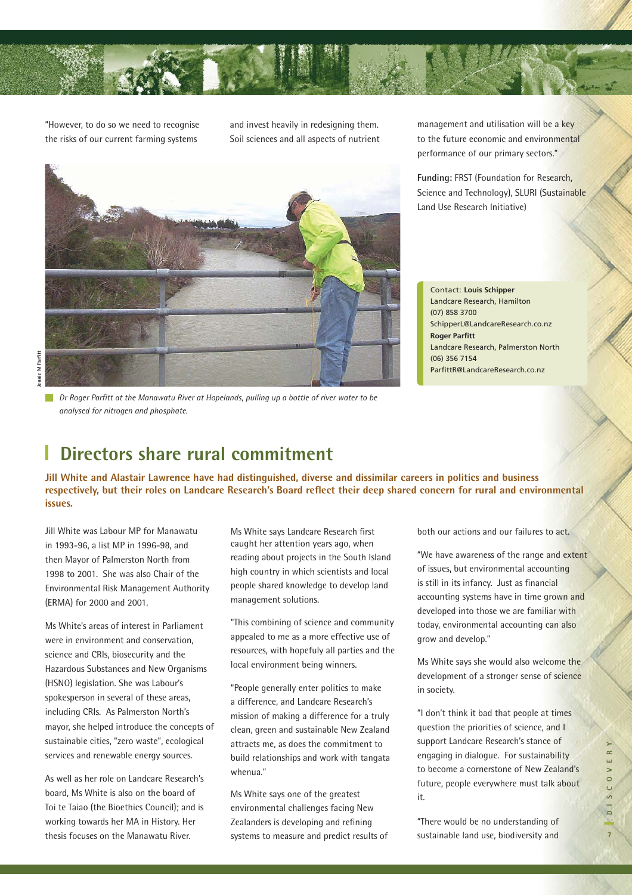"However, to do so we need to recognise the risks of our current farming systems and invest heavily in redesigning them. Soil sciences and all aspects of nutrient management and utilisation will be a key to the future economic and environmental performance of our primary sectors."

**Funding:** FRST (Foundation for Research, Science and Technology), SLURI (Sustainable Land Use Research Initiative)

Contact: **Louis Schipper**
Landcare Research, Hamilton
(07) 858 3700
SchipperL@LandcareResearch.co.nz
**Roger Parfitt**
Landcare Research, Palmerston North
(06) 356 7154
ParfittR@LandcareResearch.co.nz

Jennie M Parfitt

*Dr Roger Parfitt at the Manawatu River at Hopelands, pulling up a bottle of river water to be analysed for nitrogen and phosphate.*

# Directors share rural commitment

**Jill White and Alastair Lawrence have had distinguished, diverse and dissimilar careers in politics and business respectively, but their roles on Landcare Research's Board reflect their deep shared concern for rural and environmental issues.**

Jill White was Labour MP for Manawatu in 1993-96, a list MP in 1996-98, and then Mayor of Palmerston North from 1998 to 2001. She was also Chair of the Environmental Risk Management Authority (ERMA) for 2000 and 2001.

Ms White's areas of interest in Parliament were in environment and conservation, science and CRIs, biosecurity and the Hazardous Substances and New Organisms (HSNO) legislation. She was Labour's spokesperson in several of these areas, including CRIs. As Palmerston North's mayor, she helped introduce the concepts of sustainable cities, "zero waste", ecological services and renewable energy sources.

As well as her role on Landcare Research's board, Ms White is also on the board of Toi te Taiao (the Bioethics Council); and is working towards her MA in History. Her thesis focuses on the Manawatu River.

Ms White says Landcare Research first caught her attention years ago, when reading about projects in the South Island high country in which scientists and local people shared knowledge to develop land management solutions.

"This combining of science and community appealed to me as a more effective use of resources, with hopefuly all parties and the local environment being winners.

"People generally enter politics to make a difference, and Landcare Research's mission of making a difference for a truly clean, green and sustainable New Zealand attracts me, as does the commitment to build relationships and work with tangata whenua."

Ms White says one of the greatest environmental challenges facing New Zealanders is developing and refining systems to measure and predict results of both our actions and our failures to act.

"We have awareness of the range and extent of issues, but environmental accounting is still in its infancy. Just as financial accounting systems have in time grown and developed into those we are familiar with today, environmental accounting can also grow and develop."

Ms White says she would also welcome the development of a stronger sense of science in society.

"I don't think it bad that people at times question the priorities of science, and I support Landcare Research's stance of engaging in dialogue. For sustainability to become a cornerstone of New Zealand's future, people everywhere must talk about it.

"There would be no understanding of sustainable land use, biodiversity and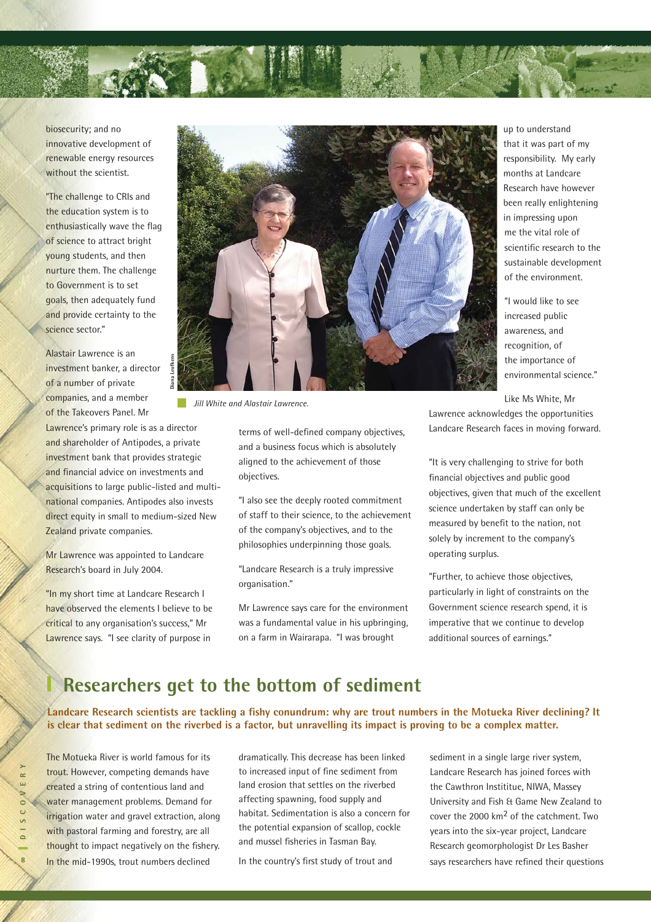biosecurity; and no innovative development of renewable energy resources without the scientist.

"The challenge to CRIs and the education system is to enthusiastically wave the flag of science to attract bright young students, and then nurture them. The challenge to Government is to set goals, then adequately fund and provide certainty to the science sector."

Alastair Lawrence is an investment banker, a director of a number of private companies, and a member of the Takeovers Panel. Mr Lawrence's primary role is as a director and shareholder of Antipodes, a private investment bank that provides strategic and financial advice on investments and acquisitions to large public-listed and multi-national companies. Antipodes also invests direct equity in small to medium-sized New Zealand private companies.

Mr Lawrence was appointed to Landcare Research's board in July 2004.

"In my short time at Landcare Research I have observed the elements I believe to be critical to any organisation's success," Mr Lawrence says. "I see clarity of purpose in terms of well-defined company objectives, and a business focus which is absolutely aligned to the achievement of those objectives.

"I also see the deeply rooted commitment of staff to their science, to the achievement of the company's objectives, and to the philosophies underpinning those goals.

"Landcare Research is a truly impressive organisation."

Mr Lawrence says care for the environment was a fundamental value in his upbringing, on a farm in Wairarapa. "I was brought up to understand that it was part of my responsibility. My early months at Landcare Research have however been really enlightening in impressing upon me the vital role of scientific research to the sustainable development of the environment.

"I would like to see increased public awareness, and recognition, of the importance of environmental science."

Like Ms White, Mr Lawrence acknowledges the opportunities Landcare Research faces in moving forward.

"It is very challenging to strive for both financial objectives and public good objectives, given that much of the excellent science undertaken by staff can only be measured by benefit to the nation, not solely by increment to the company's operating surplus.

"Further, to achieve those objectives, particularly in light of constraints on the Government science research spend, it is imperative that we continue to develop additional sources of earnings."

*Jill White and Alastair Lawrence.*

## Researchers get to the bottom of sediment

**Landcare Research scientists are tackling a fishy conundrum: why are trout numbers in the Motueka River declining? It is clear that sediment on the riverbed is a factor, but unravelling its impact is proving to be a complex matter.**

The Motueka River is world famous for its trout. However, competing demands have created a string of contentious land and water management problems. Demand for irrigation water and gravel extraction, along with pastoral farming and forestry, are all thought to impact negatively on the fishery. In the mid-1990s, trout numbers declined dramatically. This decrease has been linked to increased input of fine sediment from land erosion that settles on the riverbed affecting spawning, food supply and habitat. Sedimentation is also a concern for the potential expansion of scallop, cockle and mussel fisheries in Tasman Bay.

In the country's first study of trout and sediment in a single large river system, Landcare Research has joined forces with the Cawthron Institiute, NIWA, Massey University and Fish & Game New Zealand to cover the 2000 km$^2$ of the catchment. Two years into the six-year project, Landcare Research geomorphologist Dr Les Basher says researchers have refined their questions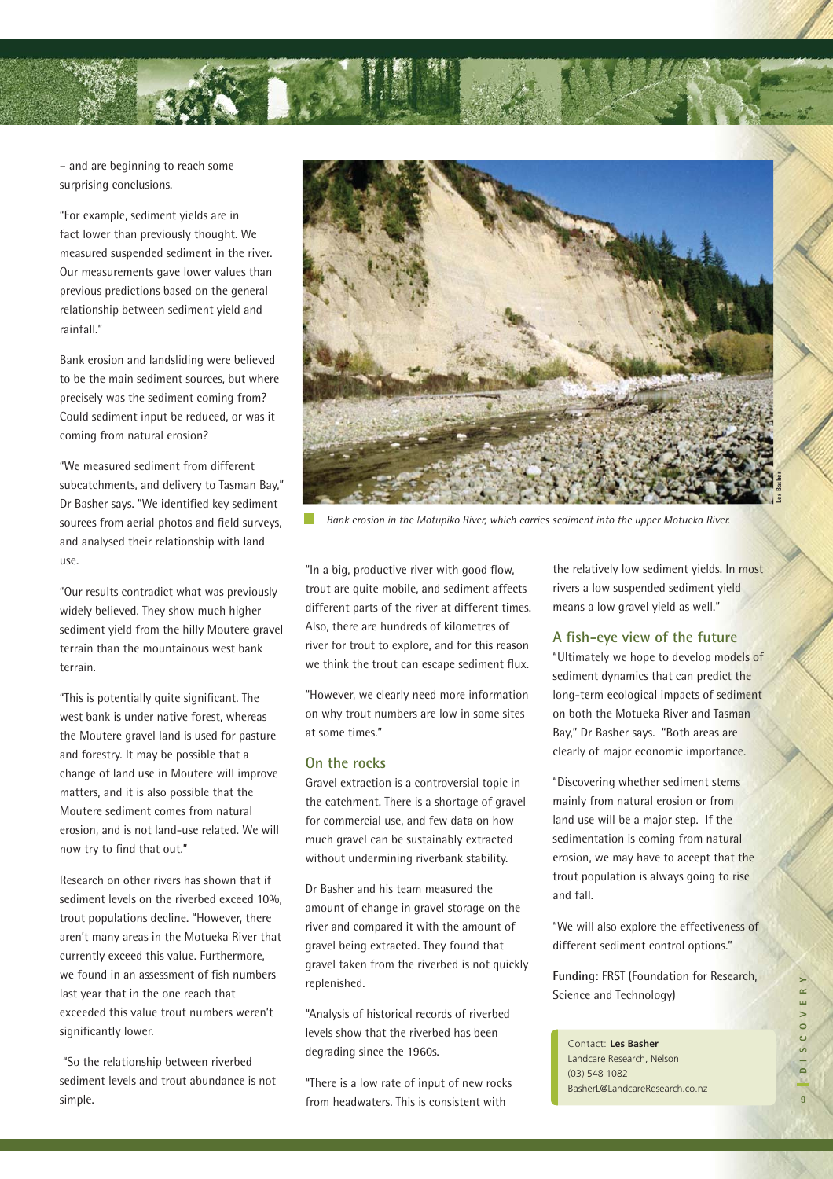– and are beginning to reach some surprising conclusions.

"For example, sediment yields are in fact lower than previously thought. We measured suspended sediment in the river. Our measurements gave lower values than previous predictions based on the general relationship between sediment yield and rainfall."

Bank erosion and landsliding were believed to be the main sediment sources, but where precisely was the sediment coming from? Could sediment input be reduced, or was it coming from natural erosion?

"We measured sediment from different subcatchments, and delivery to Tasman Bay," Dr Basher says. "We identified key sediment sources from aerial photos and field surveys, and analysed their relationship with land use.

"Our results contradict what was previously widely believed. They show much higher sediment yield from the hilly Moutere gravel terrain than the mountainous west bank terrain.

"This is potentially quite significant. The west bank is under native forest, whereas the Moutere gravel land is used for pasture and forestry. It may be possible that a change of land use in Moutere will improve matters, and it is also possible that the Moutere sediment comes from natural erosion, and is not land-use related. We will now try to find that out."

Research on other rivers has shown that if sediment levels on the riverbed exceed 10%, trout populations decline. "However, there aren't many areas in the Motueka River that currently exceed this value. Furthermore, we found in an assessment of fish numbers last year that in the one reach that exceeded this value trout numbers weren't significantly lower.

"So the relationship between riverbed sediment levels and trout abundance is not simple.

*Bank erosion in the Motupiko River, which carries sediment into the upper Motueka River.*

"In a big, productive river with good flow, trout are quite mobile, and sediment affects different parts of the river at different times. Also, there are hundreds of kilometres of river for trout to explore, and for this reason we think the trout can escape sediment flux.

"However, we clearly need more information on why trout numbers are low in some sites at some times."

### On the rocks

Gravel extraction is a controversial topic in the catchment. There is a shortage of gravel for commercial use, and few data on how much gravel can be sustainably extracted without undermining riverbank stability.

Dr Basher and his team measured the amount of change in gravel storage on the river and compared it with the amount of gravel being extracted. They found that gravel taken from the riverbed is not quickly replenished.

"Analysis of historical records of riverbed levels show that the riverbed has been degrading since the 1960s.

"There is a low rate of input of new rocks from headwaters. This is consistent with the relatively low sediment yields. In most rivers a low suspended sediment yield means a low gravel yield as well."

### A fish-eye view of the future

"Ultimately we hope to develop models of sediment dynamics that can predict the long-term ecological impacts of sediment on both the Motueka River and Tasman Bay," Dr Basher says. "Both areas are clearly of major economic importance.

"Discovering whether sediment stems mainly from natural erosion or from land use will be a major step. If the sedimentation is coming from natural erosion, we may have to accept that the trout population is always going to rise and fall.

"We will also explore the effectiveness of different sediment control options."

**Funding:** FRST (Foundation for Research, Science and Technology)

Contact: **Les Basher**
Landcare Research, Nelson
(03) 548 1082
BasherL@LandcareResearch.co.nz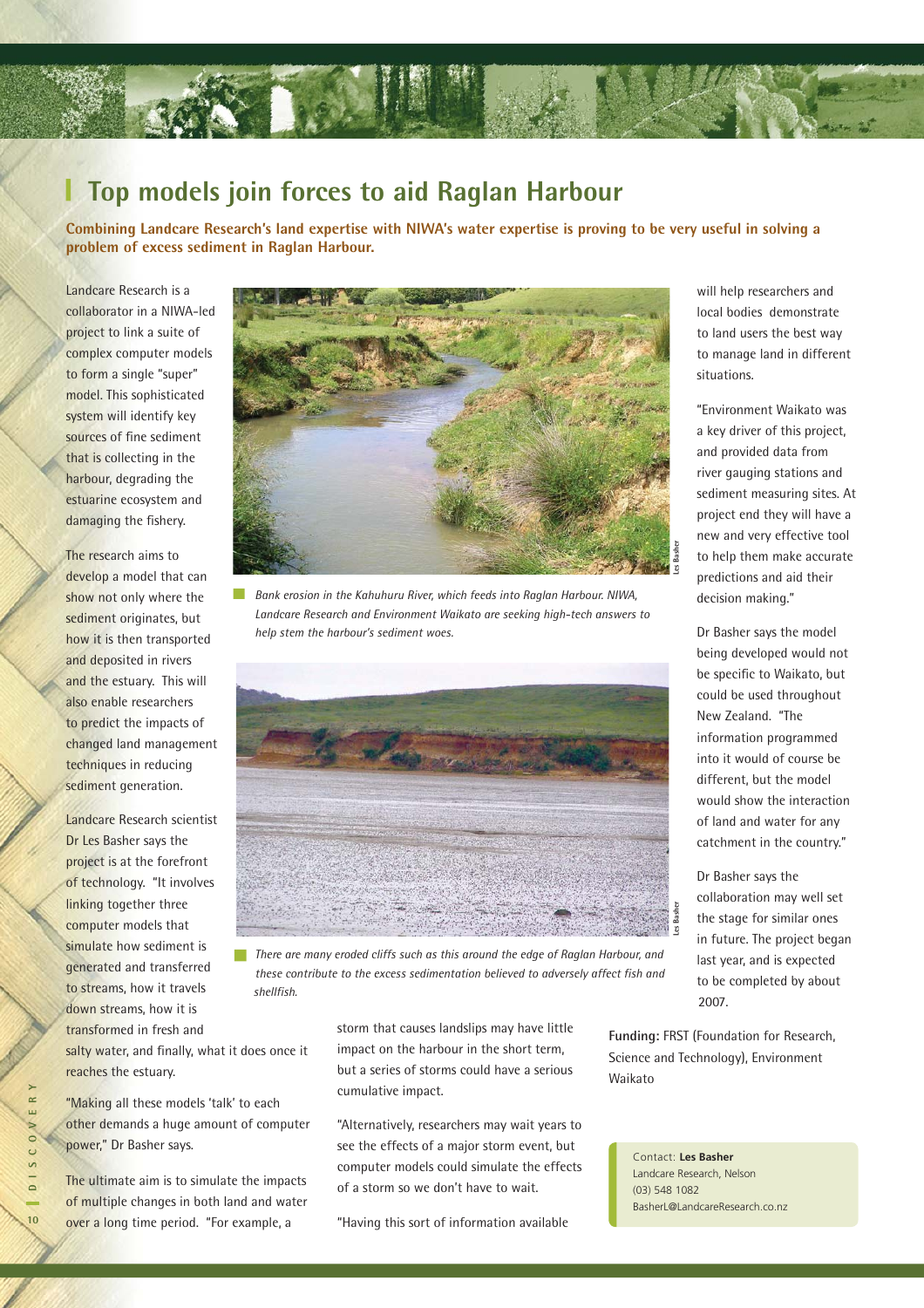# Top models join forces to aid Raglan Harbour

**Combining Landcare Research's land expertise with NIWA's water expertise is proving to be very useful in solving a problem of excess sediment in Raglan Harbour.**

Landcare Research is a collaborator in a NIWA-led project to link a suite of complex computer models to form a single "super" model. This sophisticated system will identify key sources of fine sediment that is collecting in the harbour, degrading the estuarine ecosystem and damaging the fishery.

The research aims to develop a model that can show not only where the sediment originates, but how it is then transported and deposited in rivers and the estuary. This will also enable researchers to predict the impacts of changed land management techniques in reducing sediment generation.

Landcare Research scientist Dr Les Basher says the project is at the forefront of technology. "It involves linking together three computer models that simulate how sediment is generated and transferred to streams, how it travels down streams, how it is transformed in fresh and salty water, and finally, what it does once it reaches the estuary.

"Making all these models 'talk' to each other demands a huge amount of computer power," Dr Basher says.

The ultimate aim is to simulate the impacts of multiple changes in both land and water over a long time period. "For example, a storm that causes landslips may have little impact on the harbour in the short term, but a series of storms could have a serious cumulative impact.

"Alternatively, researchers may wait years to see the effects of a major storm event, but computer models could simulate the effects of a storm so we don't have to wait.

"Having this sort of information available will help researchers and local bodies demonstrate to land users the best way to manage land in different situations.

*Bank erosion in the Kahuhuru River, which feeds into Raglan Harbour. NIWA, Landcare Research and Environment Waikato are seeking high-tech answers to help stem the harbour's sediment woes.*

*There are many eroded cliffs such as this around the edge of Raglan Harbour, and these contribute to the excess sedimentation believed to adversely affect fish and shellfish.*

"Environment Waikato was a key driver of this project, and provided data from river gauging stations and sediment measuring sites. At project end they will have a new and very effective tool to help them make accurate predictions and aid their decision making."

Dr Basher says the model being developed would not be specific to Waikato, but could be used throughout New Zealand. "The information programmed into it would of course be different, but the model would show the interaction of land and water for any catchment in the country."

Dr Basher says the collaboration may well set the stage for similar ones in future. The project began last year, and is expected to be completed by about 2007.

**Funding:** FRST (Foundation for Research, Science and Technology), Environment Waikato

Contact: **Les Basher**
Landcare Research, Nelson
(03) 548 1082
BasherL@LandcareResearch.co.nz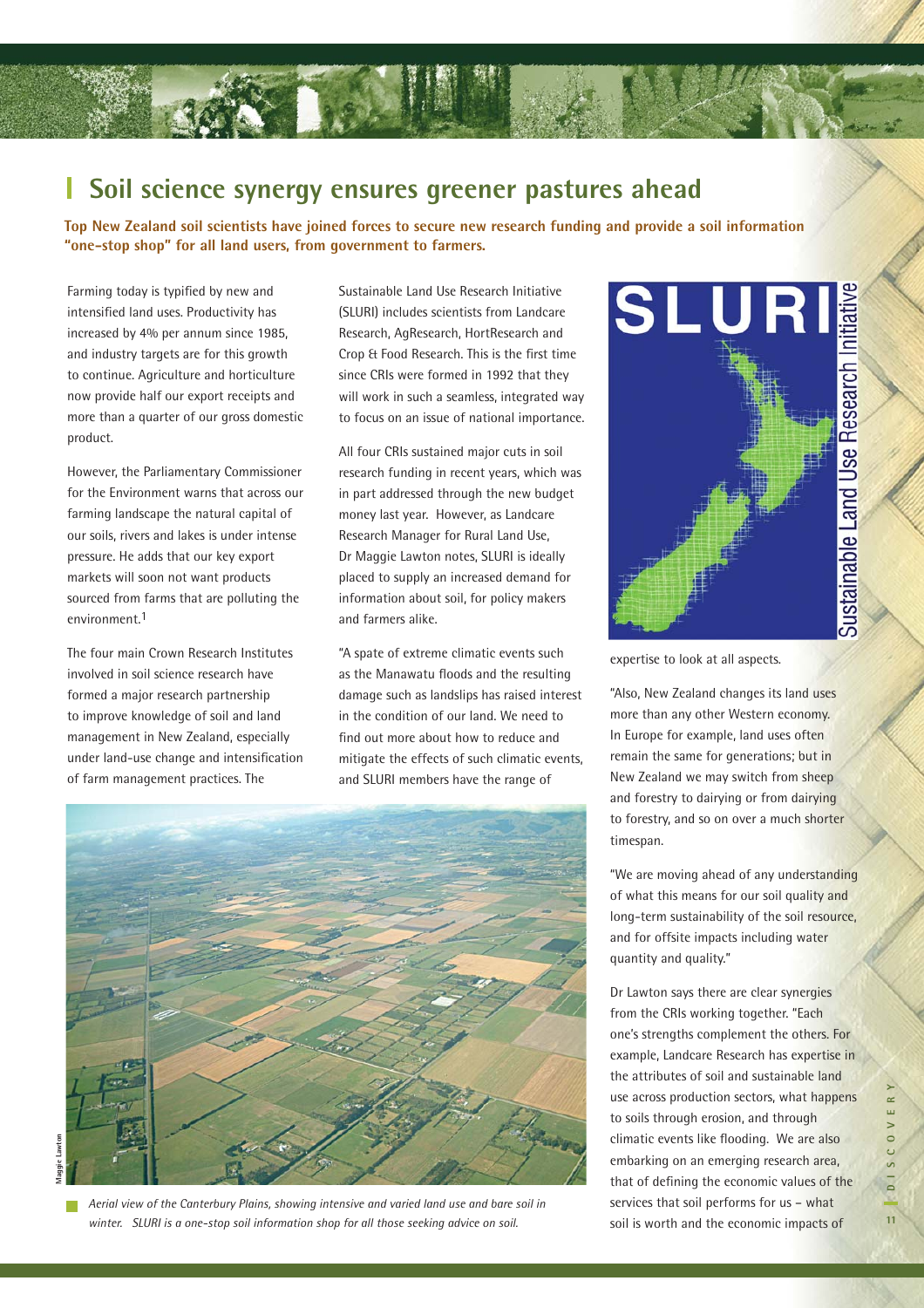# Soil science synergy ensures greener pastures ahead

**Top New Zealand soil scientists have joined forces to secure new research funding and provide a soil information "one-stop shop" for all land users, from government to farmers.**

Farming today is typified by new and intensified land uses. Productivity has increased by 4% per annum since 1985, and industry targets are for this growth to continue. Agriculture and horticulture now provide half our export receipts and more than a quarter of our gross domestic product.

However, the Parliamentary Commissioner for the Environment warns that across our farming landscape the natural capital of our soils, rivers and lakes is under intense pressure. He adds that our key export markets will soon not want products sourced from farms that are polluting the environment.[1]

The four main Crown Research Institutes involved in soil science research have formed a major research partnership to improve knowledge of soil and land management in New Zealand, especially under land-use change and intensification of farm management practices. The Sustainable Land Use Research Initiative (SLURI) includes scientists from Landcare Research, AgResearch, HortResearch and Crop & Food Research. This is the first time since CRIs were formed in 1992 that they will work in such a seamless, integrated way to focus on an issue of national importance.

All four CRIs sustained major cuts in soil research funding in recent years, which was in part addressed through the new budget money last year. However, as Landcare Research Manager for Rural Land Use, Dr Maggie Lawton notes, SLURI is ideally placed to supply an increased demand for information about soil, for policy makers and farmers alike.

"A spate of extreme climatic events such as the Manawatu floods and the resulting damage such as landslips has raised interest in the condition of our land. We need to find out more about how to reduce and mitigate the effects of such climatic events, and SLURI members have the range of expertise to look at all aspects.

"Also, New Zealand changes its land uses more than any other Western economy. In Europe for example, land uses often remain the same for generations; but in New Zealand we may switch from sheep and forestry to dairying or from dairying to forestry, and so on over a much shorter timespan.

"We are moving ahead of any understanding of what this means for our soil quality and long-term sustainability of the soil resource, and for offsite impacts including water quantity and quality."

Dr Lawton says there are clear synergies from the CRIs working together. "Each one's strengths complement the others. For example, Landcare Research has expertise in the attributes of soil and sustainable land use across production sectors, what happens to soils through erosion, and through climatic events like flooding. We are also embarking on an emerging research area, that of defining the economic values of the services that soil performs for us – what soil is worth and the economic impacts of

SLURI Sustainable Land Use Research Initiative

Maggie Lawton

*Aerial view of the Canterbury Plains, showing intensive and varied land use and bare soil in winter. SLURI is a one-stop soil information shop for all those seeking advice on soil.*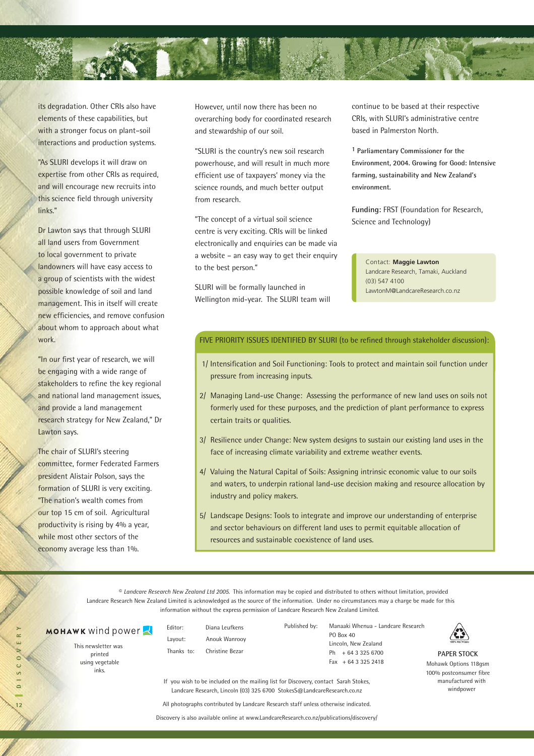its degradation. Other CRIs also have elements of these capabilities, but with a stronger focus on plant–soil interactions and production systems.

"As SLURI develops it will draw on expertise from other CRIs as required, and will encourage new recruits into this science field through university links."

Dr Lawton says that through SLURI all land users from Government to local government to private landowners will have easy access to a group of scientists with the widest possible knowledge of soil and land management. This in itself will create new efficiencies, and remove confusion about whom to approach about what work.

"In our first year of research, we will be engaging with a wide range of stakeholders to refine the key regional and national land management issues, and provide a land management research strategy for New Zealand," Dr Lawton says.

The chair of SLURI's steering committee, former Federated Farmers president Alistair Polson, says the formation of SLURI is very exciting. "The nation's wealth comes from our top 15 cm of soil. Agricultural productivity is rising by 4% a year, while most other sectors of the economy average less than 1%.

However, until now there has been no overarching body for coordinated research and stewardship of our soil.

"SLURI is the country's new soil research powerhouse, and will result in much more efficient use of taxpayers' money via the science rounds, and much better output from research.

"The concept of a virtual soil science centre is very exciting. CRIs will be linked electronically and enquiries can be made via a website – an easy way to get their enquiry to the best person."

SLURI will be formally launched in Wellington mid-year. The SLURI team will continue to be based at their respective CRIs, with SLURI's administrative centre based in Palmerston North.

[1] **Parliamentary Commissioner for the Environment, 2004. Growing for Good: Intensive farming, sustainability and New Zealand's environment.**

Funding: FRST (Foundation for Research, Science and Technology)

Contact: **Maggie Lawton**
Landcare Research, Tamaki, Auckland
(03) 547 4100
LawtonM@LandcareResearch.co.nz

## FIVE PRIORITY ISSUES IDENTIFIED BY SLURI (to be refined through stakeholder discussion):

1/ Intensification and Soil Functioning: Tools to protect and maintain soil function under pressure from increasing inputs.

2/ Managing Land-use Change: Assessing the performance of new land uses on soils not formerly used for these purposes, and the prediction of plant performance to express certain traits or qualities.

3/ Resilience under Change: New system designs to sustain our existing land uses in the face of increasing climate variability and extreme weather events.

4/ Valuing the Natural Capital of Soils: Assigning intrinsic economic value to our soils and waters, to underpin rational land-use decision making and resource allocation by industry and policy makers.

5/ Landscape Designs: Tools to integrate and improve our understanding of enterprise and sector behaviours on different land uses to permit equitable allocation of resources and sustainable coexistence of land uses.

© *Landcare Research New Zealand Ltd 2005.* This information may be copied and distributed to others without limitation, provided Landcare Research New Zealand Limited is acknowledged as the source of the information. Under no circumstances may a charge be made for this information without the express permission of Landcare Research New Zealand Limited.

MOHAWK wind power

This newsletter was printed using vegetable inks.

Editor: Diana Leufkens
Layout: Anouk Wanrooy
Thanks to: Christine Bezar

Published by: Manaaki Whenua - Landcare Research
PO Box 40
Lincoln, New Zealand
Ph + 64 3 325 6700
Fax + 64 3 325 2418

PAPER STOCK
Mohawk Options 118gsm
100% postconsumer fibre manufactured with windpower

If you wish to be included on the mailing list for Discovery, contact Sarah Stokes, Landcare Research, Lincoln (03) 325 6700 StokesS@LandcareResearch.co.nz

All photographs contributed by Landcare Research staff unless otherwise indicated.

Discovery is also available online at www.LandcareResearch.co.nz/publications/discovery/